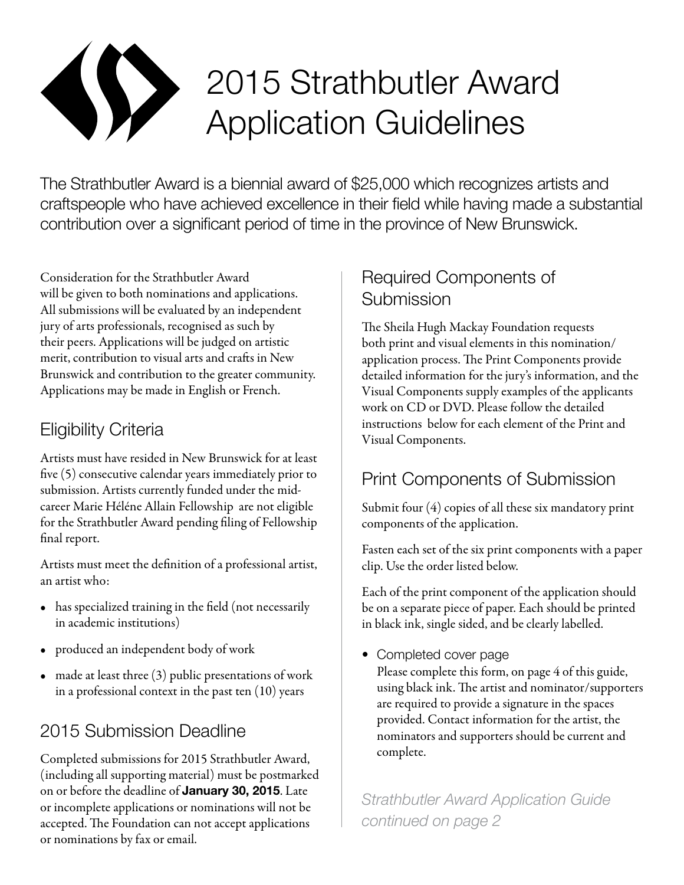# 2015 Strathbutler Award Application Guidelines

The Strathbutler Award is a biennial award of $25,000 which recognizes artists and craftspeople who have achieved excellence in their field while having made a substantial contribution over a significant period of time in the province of New Brunswick.

Consideration for the Strathbutler Award will be given to both nominations and applications. All submissions will be evaluated by an independent jury of arts professionals, recognised as such by their peers. Applications will be judged on artistic merit, contribution to visual arts and crafts in New Brunswick and contribution to the greater community. Applications may be made in English or French.

## Eligibility Criteria

Artists must have resided in New Brunswick for at least five (5) consecutive calendar years immediately prior to submission. Artists currently funded under the mid-career Marie Héléne Allain Fellowship are not eligible for the Strathbutler Award pending filing of Fellowship final report.

Artists must meet the definition of a professional artist, an artist who:

- has specialized training in the field (not necessarily in academic institutions)
- produced an independent body of work
- made at least three (3) public presentations of work in a professional context in the past ten (10) years

## 2015 Submission Deadline

Completed submissions for 2015 Strathbutler Award, (including all supporting material) must be postmarked on or before the deadline of **January 30, 2015**. Late or incomplete applications or nominations will not be accepted. The Foundation can not accept applications or nominations by fax or email.

## Required Components of Submission

The Sheila Hugh Mackay Foundation requests both print and visual elements in this nomination/application process. The Print Components provide detailed information for the jury's information, and the Visual Components supply examples of the applicants work on CD or DVD. Please follow the detailed instructions below for each element of the Print and Visual Components.

## Print Components of Submission

Submit four (4) copies of all these six mandatory print components of the application.

Fasten each set of the six print components with a paper clip. Use the order listed below.

Each of the print component of the application should be on a separate piece of paper. Each should be printed in black ink, single sided, and be clearly labelled.

- Completed cover page
  Please complete this form, on page 4 of this guide, using black ink. The artist and nominator/supporters are required to provide a signature in the spaces provided. Contact information for the artist, the nominators and supporters should be current and complete.

*Strathbutler Award Application Guide continued on page 2*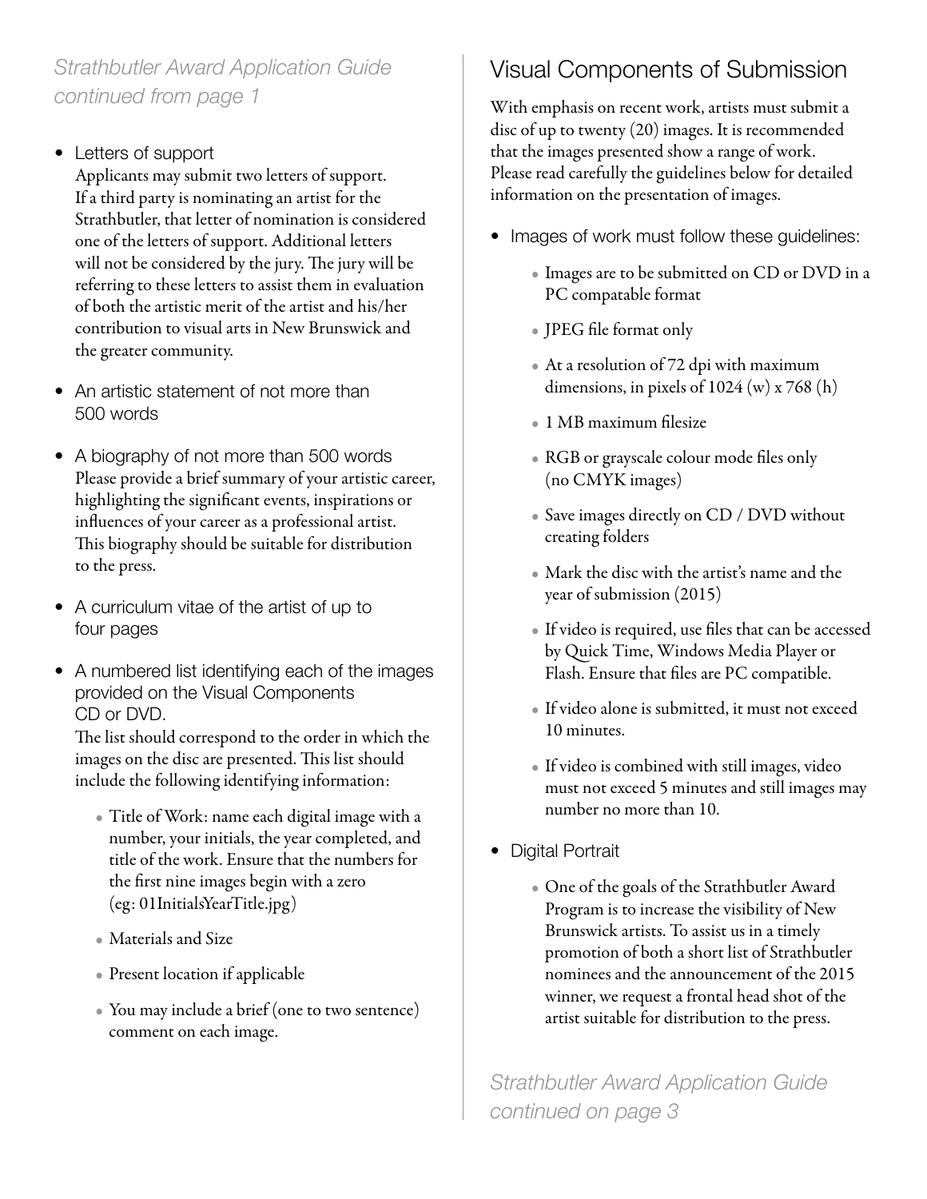*Strathbutler Award Application Guide continued from page 1*

- Letters of support
  Applicants may submit two letters of support. If a third party is nominating an artist for the Strathbutler, that letter of nomination is considered one of the letters of support. Additional letters will not be considered by the jury. The jury will be referring to these letters to assist them in evaluation of both the artistic merit of the artist and his/her contribution to visual arts in New Brunswick and the greater community.

- An artistic statement of not more than 500 words

- A biography of not more than 500 words
  Please provide a brief summary of your artistic career, highlighting the significant events, inspirations or influences of your career as a professional artist. This biography should be suitable for distribution to the press.

- A curriculum vitae of the artist of up to four pages

- A numbered list identifying each of the images provided on the Visual Components CD or DVD.
  The list should correspond to the order in which the images on the disc are presented. This list should include the following identifying information:
  - Title of Work: name each digital image with a number, your initials, the year completed, and title of the work. Ensure that the numbers for the first nine images begin with a zero (eg: 01InitialsYearTitle.jpg)
  - Materials and Size
  - Present location if applicable
  - You may include a brief (one to two sentence) comment on each image.

## Visual Components of Submission

With emphasis on recent work, artists must submit a disc of up to twenty (20) images. It is recommended that the images presented show a range of work. Please read carefully the guidelines below for detailed information on the presentation of images.

- Images of work must follow these guidelines:
  - Images are to be submitted on CD or DVD in a PC compatable format
  - JPEG file format only
  - At a resolution of 72 dpi with maximum dimensions, in pixels of 1024 (w) x 768 (h)
  - 1 MB maximum filesize
  - RGB or grayscale colour mode files only (no CMYK images)
  - Save images directly on CD / DVD without creating folders
  - Mark the disc with the artist's name and the year of submission (2015)
  - If video is required, use files that can be accessed by Quick Time, Windows Media Player or Flash. Ensure that files are PC compatible.
  - If video alone is submitted, it must not exceed 10 minutes.
  - If video is combined with still images, video must not exceed 5 minutes and still images may number no more than 10.

- Digital Portrait
  - One of the goals of the Strathbutler Award Program is to increase the visibility of New Brunswick artists. To assist us in a timely promotion of both a short list of Strathbutler nominees and the announcement of the 2015 winner, we request a frontal head shot of the artist suitable for distribution to the press.

*Strathbutler Award Application Guide continued on page 3*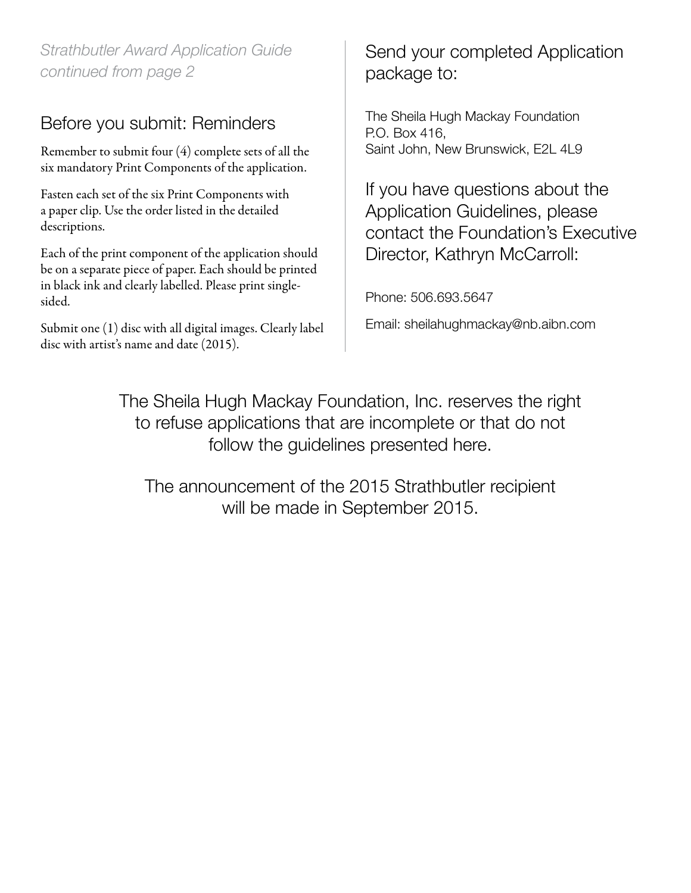*Strathbutler Award Application Guide continued from page 2*

## Before you submit: Reminders

Remember to submit four (4) complete sets of all the six mandatory Print Components of the application.

Fasten each set of the six Print Components with a paper clip. Use the order listed in the detailed descriptions.

Each of the print component of the application should be on a separate piece of paper. Each should be printed in black ink and clearly labelled. Please print single-sided.

Submit one (1) disc with all digital images. Clearly label disc with artist's name and date (2015).

## Send your completed Application package to:

The Sheila Hugh Mackay Foundation
P.O. Box 416,
Saint John, New Brunswick, E2L 4L9

## If you have questions about the Application Guidelines, please contact the Foundation's Executive Director, Kathryn McCarroll:

Phone: 506.693.5647

Email: sheilahughmackay@nb.aibn.com

The Sheila Hugh Mackay Foundation, Inc. reserves the right to refuse applications that are incomplete or that do not follow the guidelines presented here.

The announcement of the 2015 Strathbutler recipient will be made in September 2015.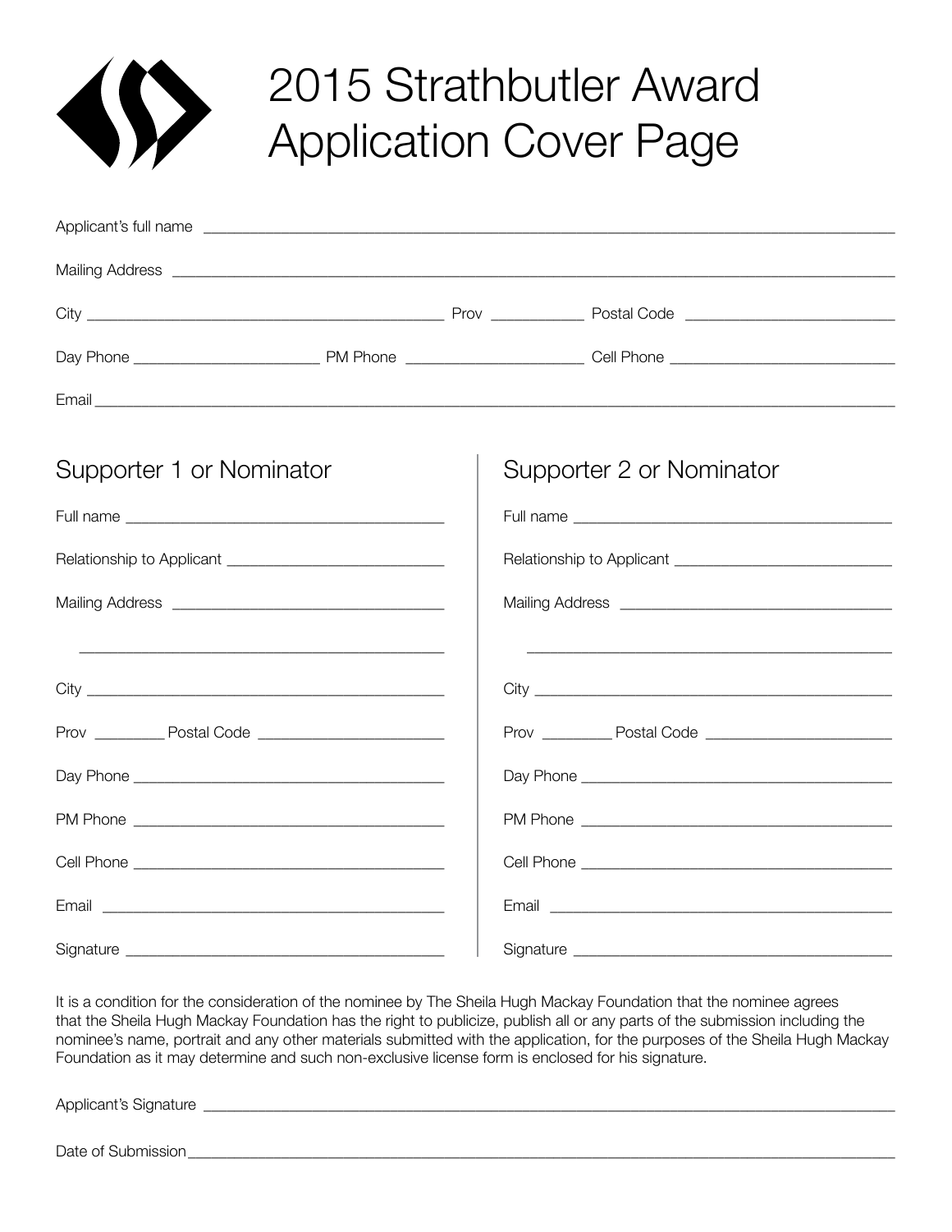# 2015 Strathbutler Award Application Cover Page

Applicant's full name ______________________________________________

Mailing Address ______________________________________________

City ______________________ Prov __________ Postal Code ______________

Day Phone ______________ PM Phone ______________ Cell Phone ______________

Email ______________________________________________

## Supporter 1 or Nominator

Full name ______________________

Relationship to Applicant ______________________

Mailing Address ______________________

______________________

City ______________________

Prov ________ Postal Code ______________

Day Phone ______________________

PM Phone ______________________

Cell Phone ______________________

Email ______________________

Signature ______________________

## Supporter 2 or Nominator

Full name ______________________

Relationship to Applicant ______________________

Mailing Address ______________________

______________________

City ______________________

Prov ________ Postal Code ______________

Day Phone ______________________

PM Phone ______________________

Cell Phone ______________________

Email ______________________

Signature ______________________

It is a condition for the consideration of the nominee by The Sheila Hugh Mackay Foundation that the nominee agrees that the Sheila Hugh Mackay Foundation has the right to publicize, publish all or any parts of the submission including the nominee's name, portrait and any other materials submitted with the application, for the purposes of the Sheila Hugh Mackay Foundation as it may determine and such non-exclusive license form is enclosed for his signature.

Applicant's Signature ______________________________________________

Date of Submission ______________________________________________